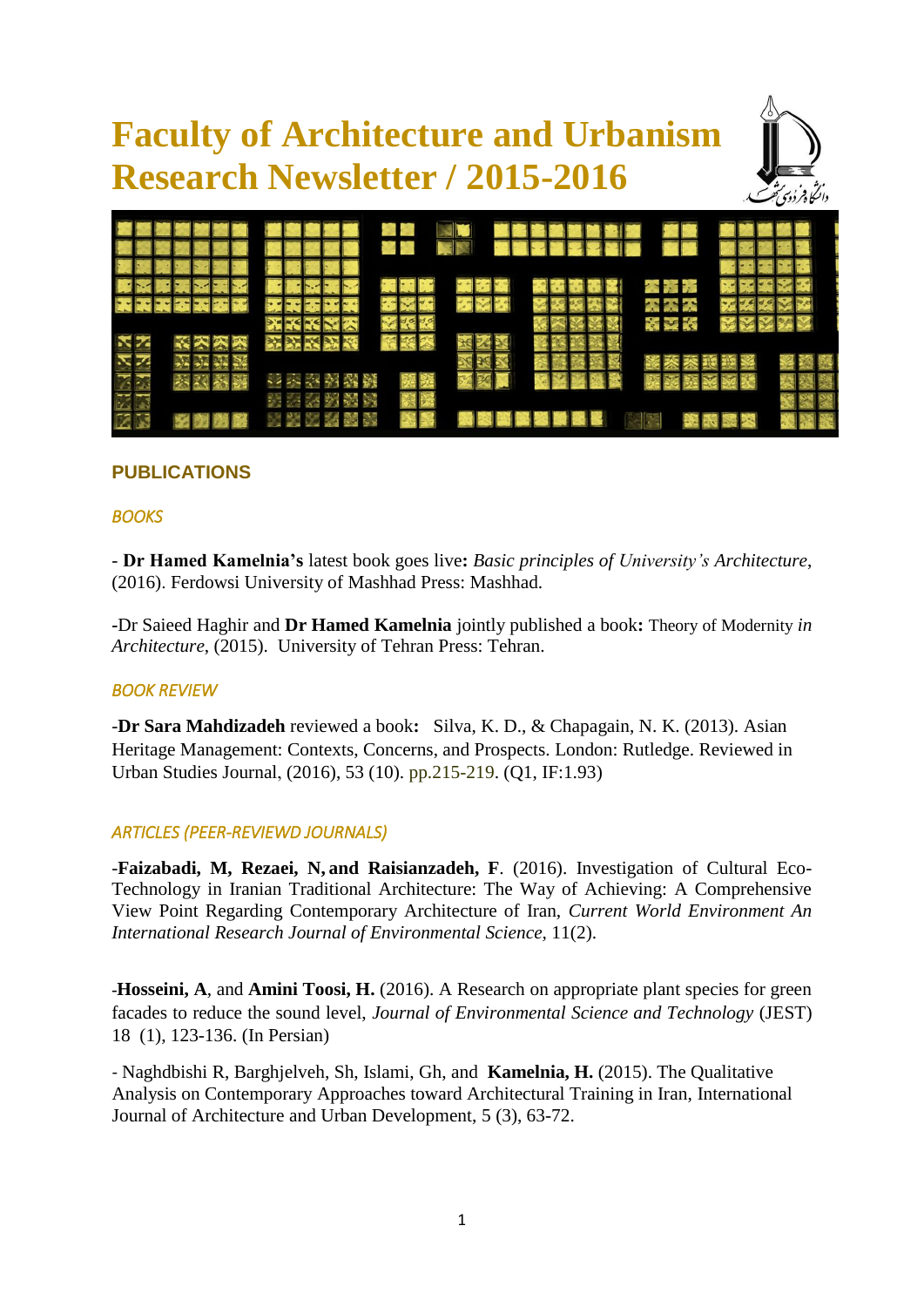# Faculty of Architecture and Urbanism Research Newsletter / 2015-2016

## PUBLICATIONS

### *BOOKS*

- **Dr Hamed Kamelnia's** latest book goes live**:** *Basic principles of University's Architecture*, (2016). Ferdowsi University of Mashhad Press: Mashhad.

-Dr Saieed Haghir and **Dr Hamed Kamelnia** jointly published a book**:** Theory of Modernity *in Architecture*, (2015). University of Tehran Press: Tehran.

### *BOOK REVIEW*

-**Dr Sara Mahdizadeh** reviewed a book**:** Silva, K. D., & Chapagain, N. K. (2013). Asian Heritage Management: Contexts, Concerns, and Prospects. London: Rutledge. Reviewed in Urban Studies Journal, (2016), 53 (10). pp.215-219. (Q1, IF:1.93)

### *ARTICLES (PEER-REVIEWD JOURNALS)*

-**Faizabadi, M, Rezaei, N, and Raisianzadeh, F**. (2016). Investigation of Cultural Eco-Technology in Iranian Traditional Architecture: The Way of Achieving: A Comprehensive View Point Regarding Contemporary Architecture of Iran, *Current World Environment An International Research Journal of Environmental Science,* 11(2).

-**Hosseini, A**, and **Amini Toosi, H.** (2016). A Research on appropriate plant species for green facades to reduce the sound level, *Journal of Environmental Science and Technology* (JEST) 18 (1), 123-136. (In Persian)

- Naghdbishi R, Barghjelveh, Sh, Islami, Gh, and **Kamelnia, H.** (2015). The Qualitative Analysis on Contemporary Approaches toward Architectural Training in Iran, International Journal of Architecture and Urban Development, 5 (3), 63-72.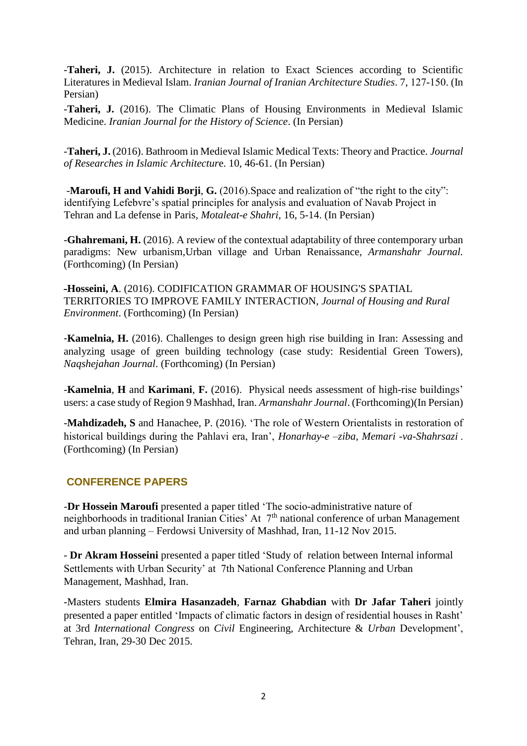-**Taheri, J.** (2015). Architecture in relation to Exact Sciences according to Scientific Literatures in Medieval Islam. *Iranian Journal of Iranian Architecture Studies*. 7, 127-150. (In Persian)

-**Taheri, J.** (2016). The Climatic Plans of Housing Environments in Medieval Islamic Medicine. *Iranian Journal for the History of Science*. (In Persian)

-**Taheri, J.** (2016). Bathroom in Medieval Islamic Medical Texts: Theory and Practice. *Journal of Researches in Islamic Architectur*e. 10, 46-61. (In Persian)

-**Maroufi, H and Vahidi Borji**, **G.** (2016).Space and realization of "the right to the city": identifying Lefebvre's spatial principles for analysis and evaluation of Navab Project in Tehran and La defense in Paris, *Motaleat-e Shahri*, 16, 5-14. (In Persian)

-**Ghahremani, H.** (2016). A review of the contextual adaptability of three contemporary urban paradigms: New urbanism,Urban village and Urban Renaissance, *Armanshahr Journal.* (Forthcoming) (In Persian)

-**Hosseini, A**. (2016). CODIFICATION GRAMMAR OF HOUSING'S SPATIAL TERRITORIES TO IMPROVE FAMILY INTERACTION, *Journal of Housing and Rural Environment*. (Forthcoming) (In Persian)

-**Kamelnia, H.** (2016). Challenges to design green high rise building in Iran: Assessing and analyzing usage of green building technology (case study: Residential Green Towers), *Naqshejahan Journal*. (Forthcoming) (In Persian)

-**Kamelnia**, **H** and **Karimani**, **F.** (2016). Physical needs assessment of high-rise buildings' users: a case study of Region 9 Mashhad, Iran. *Armanshahr Journal*. (Forthcoming)(In Persian)

-**Mahdizadeh, S** and Hanachee, P. (2016). 'The role of Western Orientalists in restoration of historical buildings during the Pahlavi era, Iran', *Honarhay-e –ziba, Memari -va-Shahrsazi* . (Forthcoming) (In Persian)

## CONFERENCE PAPERS

-**Dr Hossein Maroufi** presented a paper titled 'The socio-administrative nature of neighborhoods in traditional Iranian Cities' At 7th national conference of urban Management and urban planning – Ferdowsi University of Mashhad, Iran, 11-12 Nov 2015.

- **Dr Akram Hosseini** presented a paper titled 'Study of relation between Internal informal Settlements with Urban Security' at 7th National Conference Planning and Urban Management, Mashhad, Iran.

-Masters students **Elmira Hasanzadeh**, **Farnaz Ghabdian** with **Dr Jafar Taheri** jointly presented a paper entitled 'Impacts of climatic factors in design of residential houses in Rasht' at 3rd *International Congress* on *Civil* Engineering, Architecture & *Urban* Development', Tehran, Iran, 29-30 Dec 2015.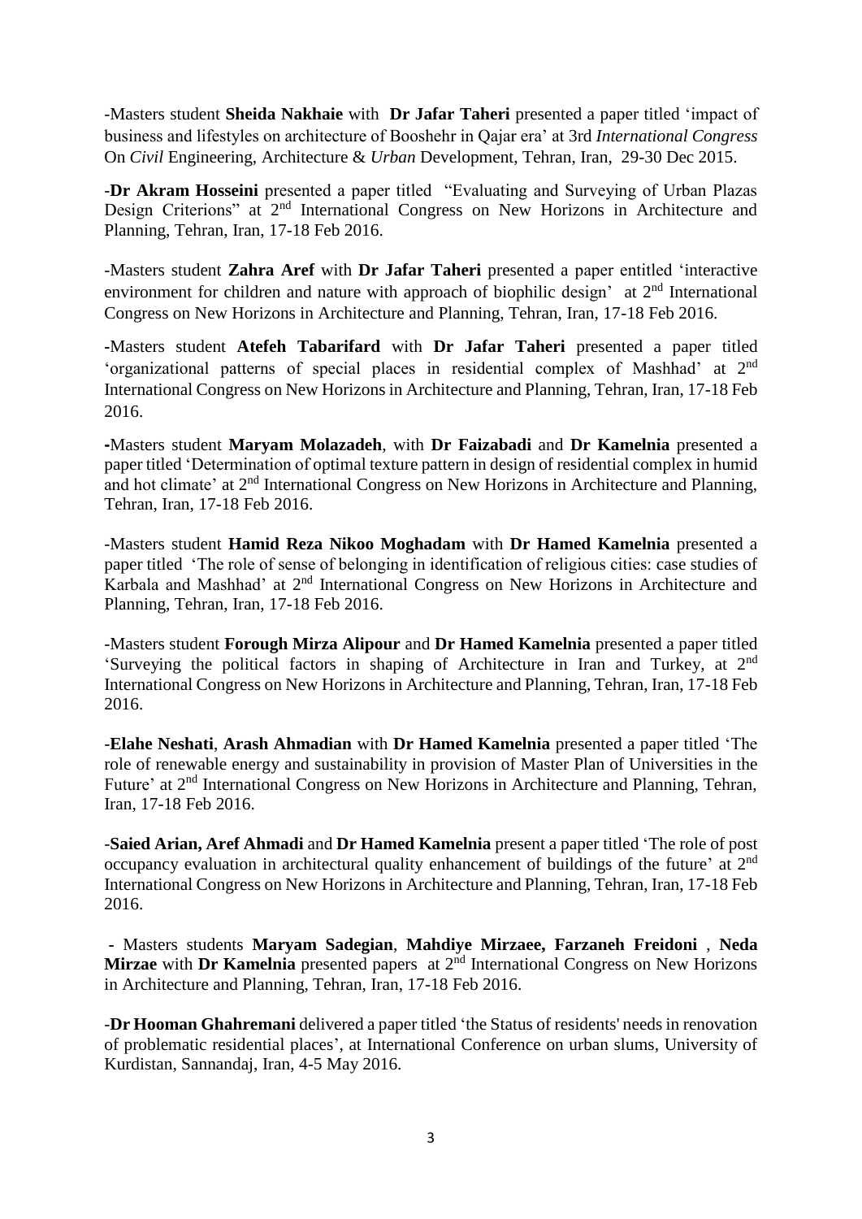-Masters student **Sheida Nakhaie** with **Dr Jafar Taheri** presented a paper titled 'impact of business and lifestyles on architecture of Booshehr in Qajar era' at 3rd *International Congress* On *Civil* Engineering, Architecture & *Urban* Development, Tehran, Iran, 29-30 Dec 2015.

-**Dr Akram Hosseini** presented a paper titled "Evaluating and Surveying of Urban Plazas Design Criterions" at 2nd International Congress on New Horizons in Architecture and Planning, Tehran, Iran, 17-18 Feb 2016.

-Masters student **Zahra Aref** with **Dr Jafar Taheri** presented a paper entitled 'interactive environment for children and nature with approach of biophilic design' at 2nd International Congress on New Horizons in Architecture and Planning, Tehran, Iran, 17-18 Feb 2016.

-Masters student **Atefeh Tabarifard** with **Dr Jafar Taheri** presented a paper titled 'organizational patterns of special places in residential complex of Mashhad' at 2nd International Congress on New Horizons in Architecture and Planning, Tehran, Iran, 17-18 Feb 2016.

**-**Masters student **Maryam Molazadeh**, with **Dr Faizabadi** and **Dr Kamelnia** presented a paper titled 'Determination of optimal texture pattern in design of residential complex in humid and hot climate' at 2nd International Congress on New Horizons in Architecture and Planning, Tehran, Iran, 17-18 Feb 2016.

-Masters student **Hamid Reza Nikoo Moghadam** with **Dr Hamed Kamelnia** presented a paper titled 'The role of sense of belonging in identification of religious cities: case studies of Karbala and Mashhad' at 2nd International Congress on New Horizons in Architecture and Planning, Tehran, Iran, 17-18 Feb 2016.

-Masters student **Forough Mirza Alipour** and **Dr Hamed Kamelnia** presented a paper titled 'Surveying the political factors in shaping of Architecture in Iran and Turkey, at 2nd International Congress on New Horizons in Architecture and Planning, Tehran, Iran, 17-18 Feb 2016.

-**Elahe Neshati**, **Arash Ahmadian** with **Dr Hamed Kamelnia** presented a paper titled 'The role of renewable energy and sustainability in provision of Master Plan of Universities in the Future' at 2nd International Congress on New Horizons in Architecture and Planning, Tehran, Iran, 17-18 Feb 2016.

-**Saied Arian, Aref Ahmadi** and **Dr Hamed Kamelnia** present a paper titled 'The role of post occupancy evaluation in architectural quality enhancement of buildings of the future' at 2nd International Congress on New Horizons in Architecture and Planning, Tehran, Iran, 17-18 Feb 2016.

- Masters students **Maryam Sadegian**, **Mahdiye Mirzaee, Farzaneh Freidoni** , **Neda Mirzae** with **Dr Kamelnia** presented papers at 2nd International Congress on New Horizons in Architecture and Planning, Tehran, Iran, 17-18 Feb 2016.

-**Dr Hooman Ghahremani** delivered a paper titled 'the Status of residents' needs in renovation of problematic residential places', at International Conference on urban slums, University of Kurdistan, Sannandaj, Iran, 4-5 May 2016.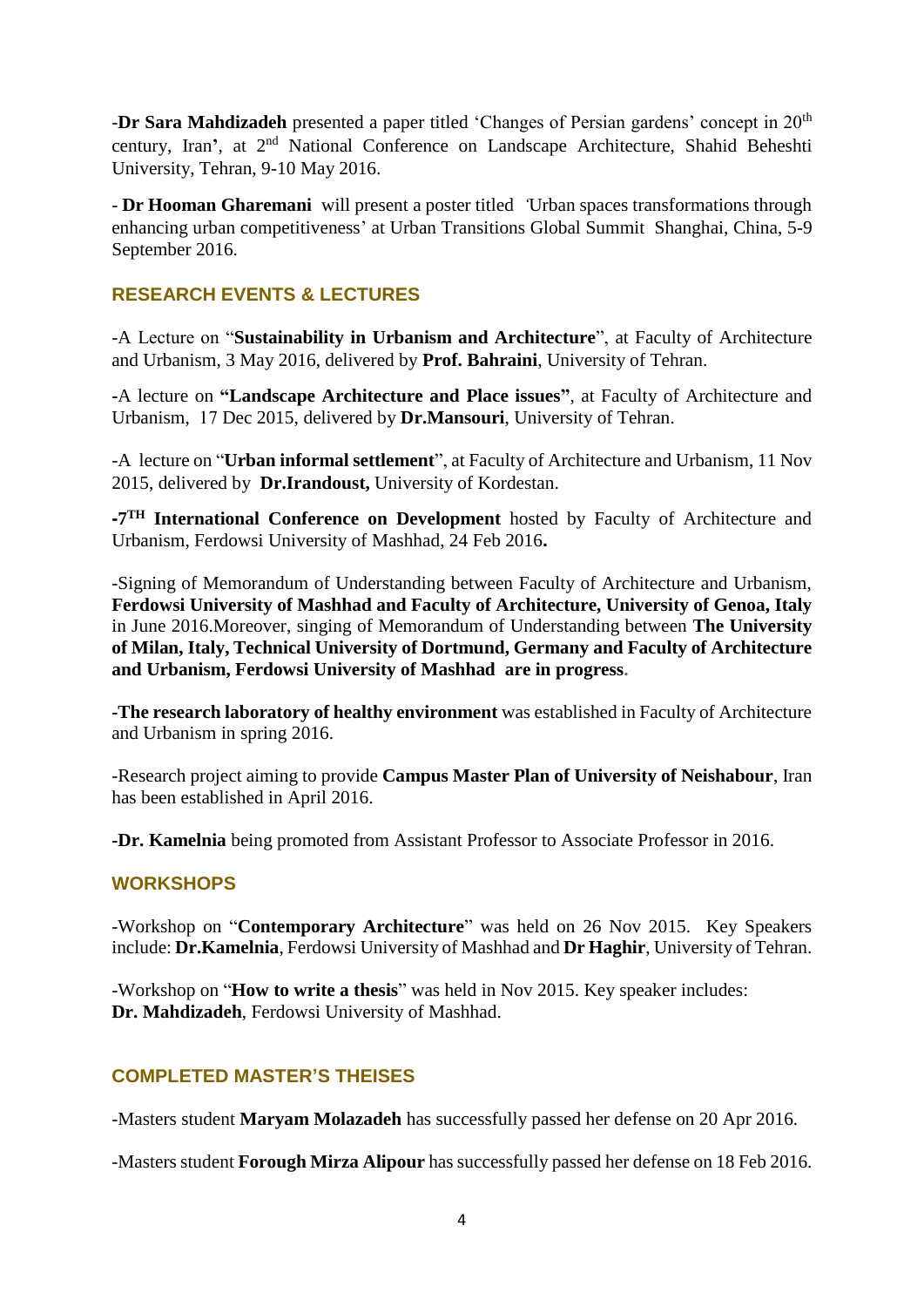-**Dr Sara Mahdizadeh** presented a paper titled 'Changes of Persian gardens' concept in 20th century, Iran', at 2nd National Conference on Landscape Architecture, Shahid Beheshti University, Tehran, 9-10 May 2016.

- **Dr Hooman Gharemani** will present a poster titled 'Urban spaces transformations through enhancing urban competitiveness' at Urban Transitions Global Summit Shanghai, China, 5-9 September 2016.

## RESEARCH EVENTS & LECTURES

-A Lecture on "**Sustainability in Urbanism and Architecture**", at Faculty of Architecture and Urbanism, 3 May 2016, delivered by **Prof. Bahraini**, University of Tehran.

-A lecture on **"Landscape Architecture and Place issues"**, at Faculty of Architecture and Urbanism, 17 Dec 2015, delivered by **Dr.Mansouri**, University of Tehran.

-A lecture on "**Urban informal settlement**", at Faculty of Architecture and Urbanism, 11 Nov 2015, delivered by **Dr.Irandoust,** University of Kordestan.

**-7TH International Conference on Development** hosted by Faculty of Architecture and Urbanism, Ferdowsi University of Mashhad, 24 Feb 2016**.**

-Signing of Memorandum of Understanding between Faculty of Architecture and Urbanism, **Ferdowsi University of Mashhad and Faculty of Architecture, University of Genoa, Italy** in June 2016.Moreover, singing of Memorandum of Understanding between **The University of Milan, Italy, Technical University of Dortmund, Germany and Faculty of Architecture and Urbanism, Ferdowsi University of Mashhad are in progress.**

**-The research laboratory of healthy environment** was established in Faculty of Architecture and Urbanism in spring 2016.

-Research project aiming to provide **Campus Master Plan of University of Neishabour**, Iran has been established in April 2016.

**-Dr. Kamelnia** being promoted from Assistant Professor to Associate Professor in 2016.

## WORKSHOPS

-Workshop on "**Contemporary Architecture**" was held on 26 Nov 2015. Key Speakers include: **Dr.Kamelnia**, Ferdowsi University of Mashhad and **Dr Haghir**, University of Tehran.

-Workshop on "**How to write a thesis**" was held in Nov 2015. Key speaker includes: **Dr. Mahdizadeh**, Ferdowsi University of Mashhad.

## COMPLETED MASTER'S THEISES

-Masters student **Maryam Molazadeh** has successfully passed her defense on 20 Apr 2016.

-Masters student **Forough Mirza Alipour** has successfully passed her defense on 18 Feb 2016.